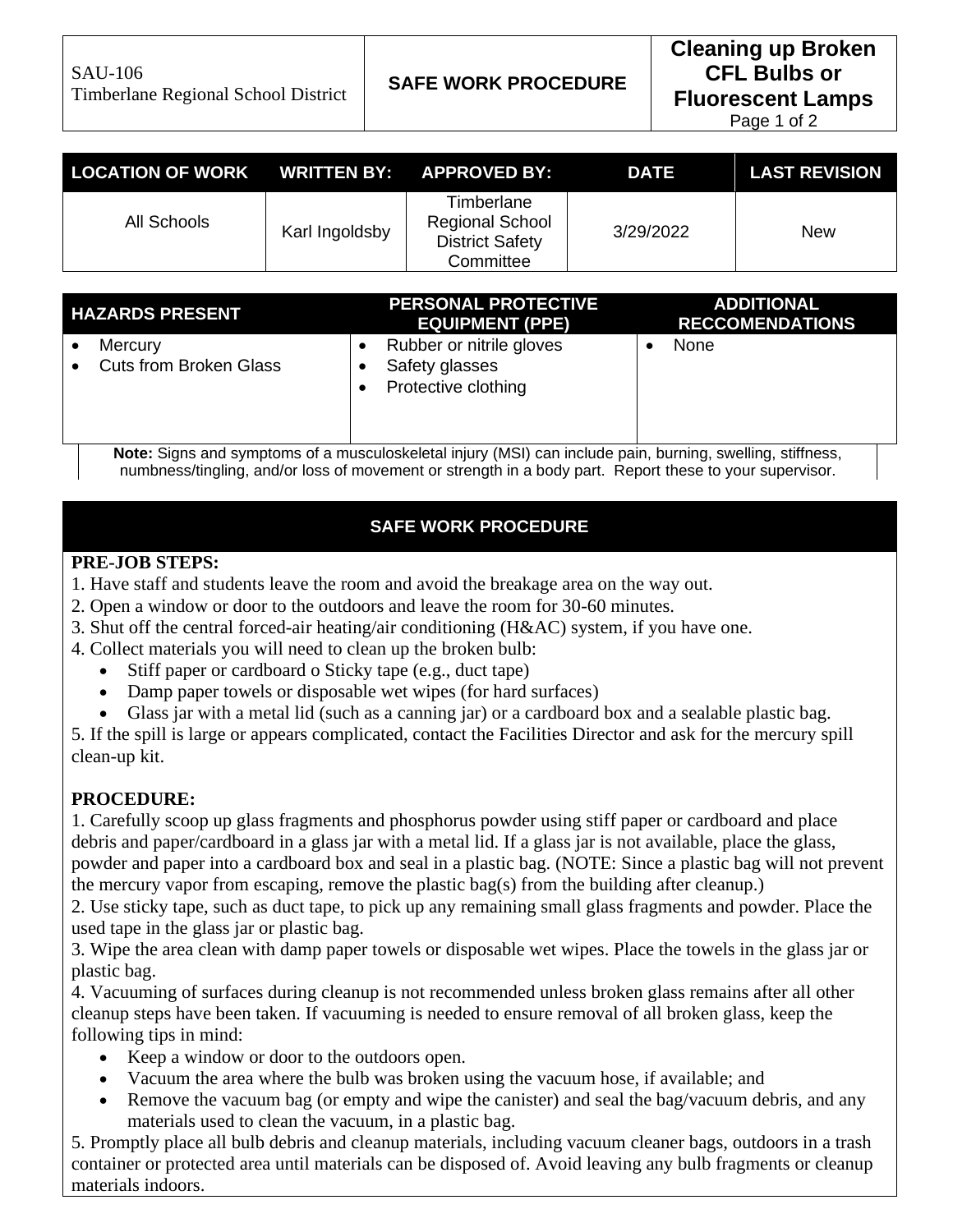| SAU-106 Timberlane Regional School District | SAFE WORK PROCEDURE | Cleaning up Broken CFL Bulbs or Fluorescent Lamps |
|---|---|---|

| LOCATION OF WORK | WRITTEN BY: | APPROVED BY: | DATE | LAST REVISION |
|---|---|---|---|---|
| All Schools | Karl Ingoldsby | Timberlane Regional School District Safety Committee | 3/29/2022 | New |

| HAZARDS PRESENT | PERSONAL PROTECTIVE EQUIPMENT (PPE) | ADDITIONAL RECCOMENDATIONS |
|---|---|---|
| • Mercury<br>• Cuts from Broken Glass | • Rubber or nitrile gloves<br>• Safety glasses<br>• Protective clothing | • None |

**Note:** Signs and symptoms of a musculoskeletal injury (MSI) can include pain, burning, swelling, stiffness, numbness/tingling, and/or loss of movement or strength in a body part. Report these to your supervisor.

## SAFE WORK PROCEDURE

**PRE-JOB STEPS:**

1. Have staff and students leave the room and avoid the breakage area on the way out.
2. Open a window or door to the outdoors and leave the room for 30-60 minutes.
3. Shut off the central forced-air heating/air conditioning (H&AC) system, if you have one.
4. Collect materials you will need to clean up the broken bulb:
   - Stiff paper or cardboard o Sticky tape (e.g., duct tape)
   - Damp paper towels or disposable wet wipes (for hard surfaces)
   - Glass jar with a metal lid (such as a canning jar) or a cardboard box and a sealable plastic bag.
5. If the spill is large or appears complicated, contact the Facilities Director and ask for the mercury spill clean-up kit.

**PROCEDURE:**

1. Carefully scoop up glass fragments and phosphorus powder using stiff paper or cardboard and place debris and paper/cardboard in a glass jar with a metal lid. If a glass jar is not available, place the glass, powder and paper into a cardboard box and seal in a plastic bag. (NOTE: Since a plastic bag will not prevent the mercury vapor from escaping, remove the plastic bag(s) from the building after cleanup.)
2. Use sticky tape, such as duct tape, to pick up any remaining small glass fragments and powder. Place the used tape in the glass jar or plastic bag.
3. Wipe the area clean with damp paper towels or disposable wet wipes. Place the towels in the glass jar or plastic bag.
4. Vacuuming of surfaces during cleanup is not recommended unless broken glass remains after all other cleanup steps have been taken. If vacuuming is needed to ensure removal of all broken glass, keep the following tips in mind:
   - Keep a window or door to the outdoors open.
   - Vacuum the area where the bulb was broken using the vacuum hose, if available; and
   - Remove the vacuum bag (or empty and wipe the canister) and seal the bag/vacuum debris, and any materials used to clean the vacuum, in a plastic bag.
5. Promptly place all bulb debris and cleanup materials, including vacuum cleaner bags, outdoors in a trash container or protected area until materials can be disposed of. Avoid leaving any bulb fragments or cleanup materials indoors.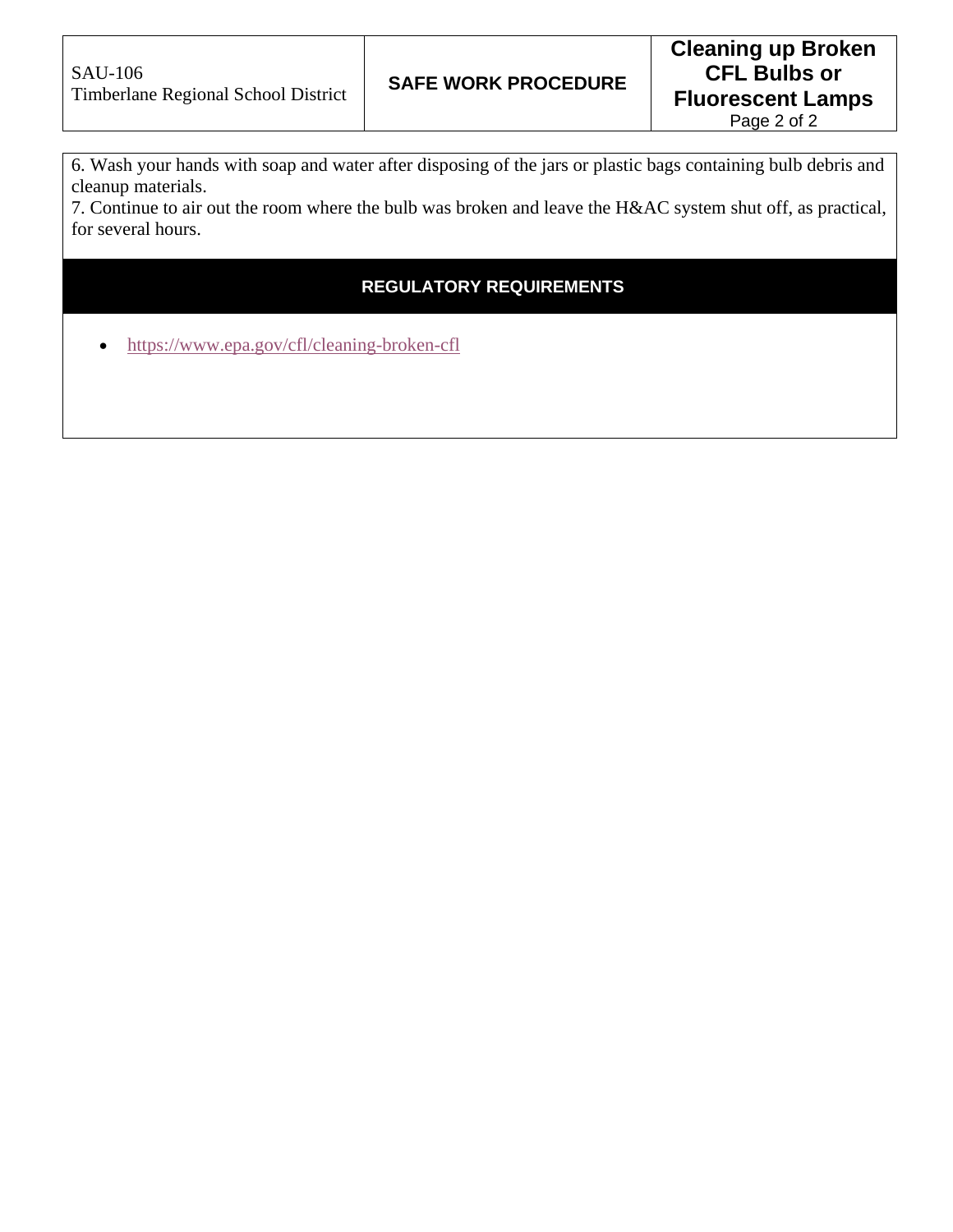6. Wash your hands with soap and water after disposing of the jars or plastic bags containing bulb debris and cleanup materials.

7. Continue to air out the room where the bulb was broken and leave the H&AC system shut off, as practical, for several hours.

## REGULATORY REQUIREMENTS

- https://www.epa.gov/cfl/cleaning-broken-cfl